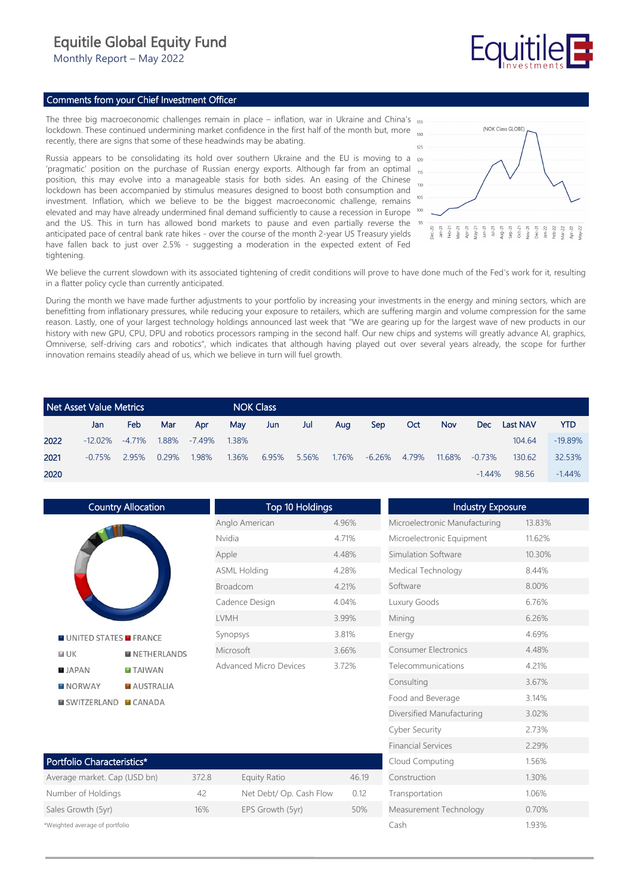# Equitile Global Equity Fund

Monthly Report – May 2022

## Comments from your Chief Investment Officer

The three big macroeconomic challenges remain in place – inflation, war in Ukraine and China's lockdown. These continued undermining market confidence in the first half of the month but, more recently, there are signs that some of these headwinds may be abating.

Russia appears to be consolidating its hold over southern Ukraine and the EU is moving to a 'pragmatic' position on the purchase of Russian energy exports. Although far from an optimal position, this may evolve into a manageable stasis for both sides. An easing of the Chinese lockdown has been accompanied by stimulus measures designed to boost both consumption and investment. Inflation, which we believe to be the biggest macroeconomic challenge, remains elevated and may have already undermined final demand sufficiently to cause a recession in Europe and the US. This in turn has allowed bond markets to pause and even partially reverse the anticipated pace of central bank rate hikes - over the course of the month 2-year US Treasury yields have fallen back to just over 2.5% - suggesting a moderation in the expected extent of Fed tightening.

We believe the current slowdown with its associated tightening of credit conditions will prove to have done much of the Fed's work for it, resulting in a flatter policy cycle than currently anticipated.

During the month we have made further adjustments to your portfolio by increasing your investments in the energy and mining sectors, which are benefitting from inflationary pressures, while reducing your exposure to retailers, which are suffering margin and volume compression for the same reason. Lastly, one of your largest technology holdings announced last week that "We are gearing up for the largest wave of new products in our history with new GPU, CPU, DPU and robotics processors ramping in the second half. Our new chips and systems will greatly advance AI, graphics, Omniverse, self-driving cars and robotics", which indicates that although having played out over several years already, the scope for further innovation remains steadily ahead of us, which we believe in turn will fuel growth.

## Net Asset Value Metrics – NOK Class

| | Jan | Feb | Mar | Apr | May | Jun | Jul | Aug | Sep | Oct | Nov | Dec | Last NAV | YTD |
|---|---|---|---|---|---|---|---|---|---|---|---|---|---|---|
| 2022 | -12.02% | -4.71% | 1.88% | -7.49% | 1.38% | | | | | | | | 104.64 | -19.89% |
| 2021 | -0.75% | 2.95% | 0.29% | 1.98% | 1.36% | 6.95% | 5.56% | 1.76% | -6.26% | 4.79% | 11.68% | -0.73% | 130.62 | 32.53% |
| 2020 | | | | | | | | | | | | -1.44% | 98.56 | -1.44% |

## Country Allocation

UNITED STATES, FRANCE, UK, NETHERLANDS, JAPAN, TAIWAN, NORWAY, AUSTRALIA, SWITZERLAND, CANADA

## Top 10 Holdings

| Holding | Weight |
|---|---|
| Anglo American | 4.96% |
| Nvidia | 4.71% |
| Apple | 4.48% |
| ASML Holding | 4.28% |
| Broadcom | 4.21% |
| Cadence Design | 4.04% |
| LVMH | 3.99% |
| Synopsys | 3.81% |
| Microsoft | 3.66% |
| Advanced Micro Devices | 3.72% |

## Industry Exposure

| Industry | Weight |
|---|---|
| Microelectronic Manufacturing | 13.83% |
| Microelectronic Equipment | 11.62% |
| Simulation Software | 10.30% |
| Medical Technology | 8.44% |
| Software | 8.00% |
| Luxury Goods | 6.76% |
| Mining | 6.26% |
| Energy | 4.69% |
| Consumer Electronics | 4.48% |
| Telecommunications | 4.21% |
| Consulting | 3.67% |
| Food and Beverage | 3.14% |
| Diversified Manufacturing | 3.02% |
| Cyber Security | 2.73% |
| Financial Services | 2.29% |
| Cloud Computing | 1.56% |
| Construction | 1.30% |
| Transportation | 1.06% |
| Measurement Technology | 0.70% |
| Cash | 1.93% |

## Portfolio Characteristics*

| | | | |
|---|---|---|---|
| Average market. Cap (USD bn) | 372.8 | Equity Ratio | 46.19 |
| Number of Holdings | 42 | Net Debt/ Op. Cash Flow | 0.12 |
| Sales Growth (5yr) | 16% | EPS Growth (5yr) | 50% |

*Weighted average of portfolio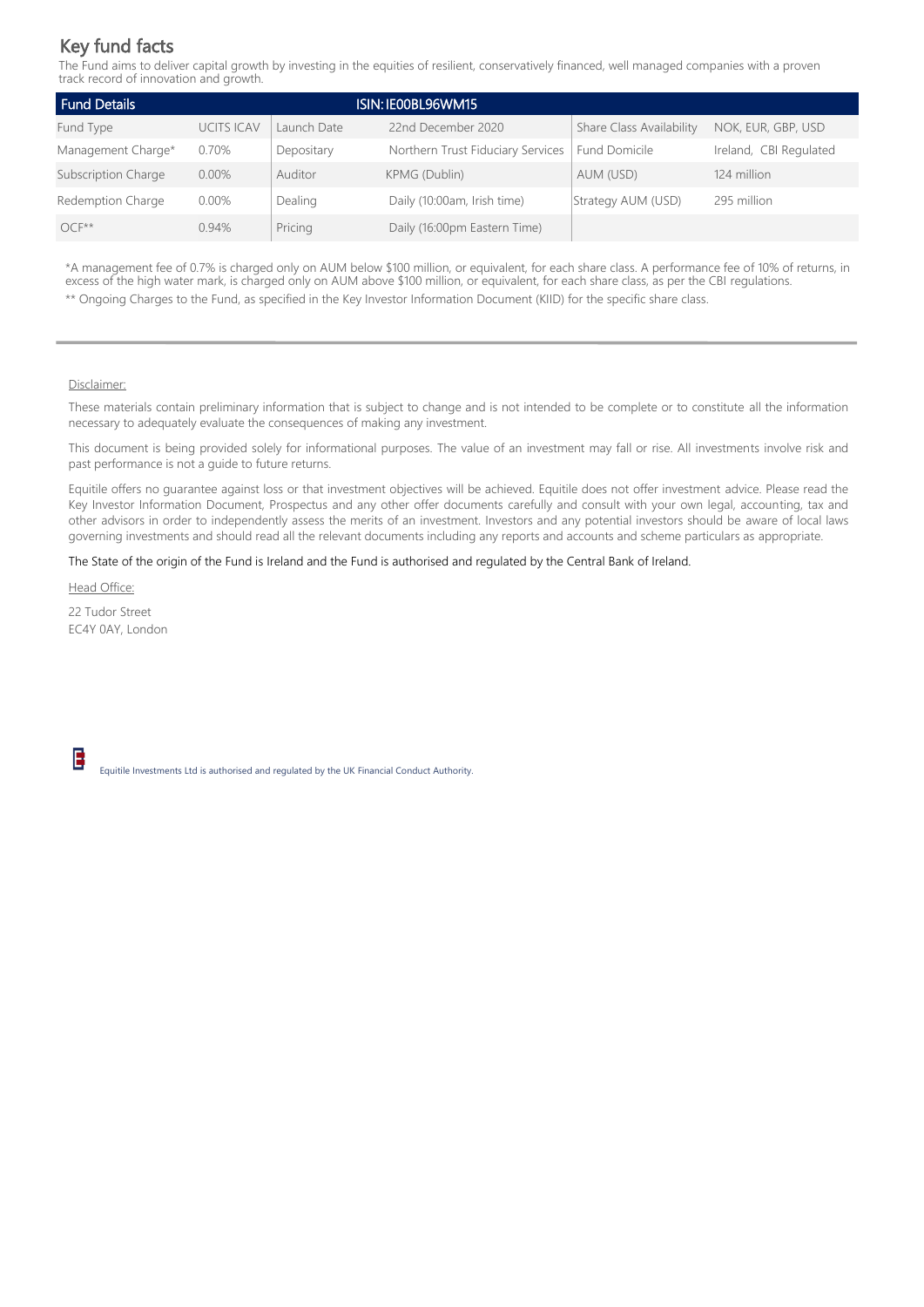## Key fund facts

The Fund aims to deliver capital growth by investing in the equities of resilient, conservatively financed, well managed companies with a proven track record of innovation and growth.

| Fund Details | | ISIN: IE00BL96WM15 | | | |
|---|---|---|---|---|---|
| Fund Type | UCITS ICAV | Launch Date | 22nd December 2020 | Share Class Availability | NOK, EUR, GBP, USD |
| Management Charge* | 0.70% | Depositary | Northern Trust Fiduciary Services | Fund Domicile | Ireland, CBI Regulated |
| Subscription Charge | 0.00% | Auditor | KPMG (Dublin) | AUM (USD) | 124 million |
| Redemption Charge | 0.00% | Dealing | Daily (10:00am, Irish time) | Strategy AUM (USD) | 295 million |
| OCF** | 0.94% | Pricing | Daily (16:00pm Eastern Time) | | |

*A management fee of 0.7% is charged only on AUM below $100 million, or equivalent, for each share class. A performance fee of 10% of returns, in excess of the high water mark, is charged only on AUM above $100 million, or equivalent, for each share class, as per the CBI regulations.

** Ongoing Charges to the Fund, as specified in the Key Investor Information Document (KIID) for the specific share class.

Disclaimer:

These materials contain preliminary information that is subject to change and is not intended to be complete or to constitute all the information necessary to adequately evaluate the consequences of making any investment.

This document is being provided solely for informational purposes. The value of an investment may fall or rise. All investments involve risk and past performance is not a guide to future returns.

Equitile offers no guarantee against loss or that investment objectives will be achieved. Equitile does not offer investment advice. Please read the Key Investor Information Document, Prospectus and any other offer documents carefully and consult with your own legal, accounting, tax and other advisors in order to independently assess the merits of an investment. Investors and any potential investors should be aware of local laws governing investments and should read all the relevant documents including any reports and accounts and scheme particulars as appropriate.

The State of the origin of the Fund is Ireland and the Fund is authorised and regulated by the Central Bank of Ireland.

Head Office:

22 Tudor Street
EC4Y 0AY, London

Equitile Investments Ltd is authorised and regulated by the UK Financial Conduct Authority.